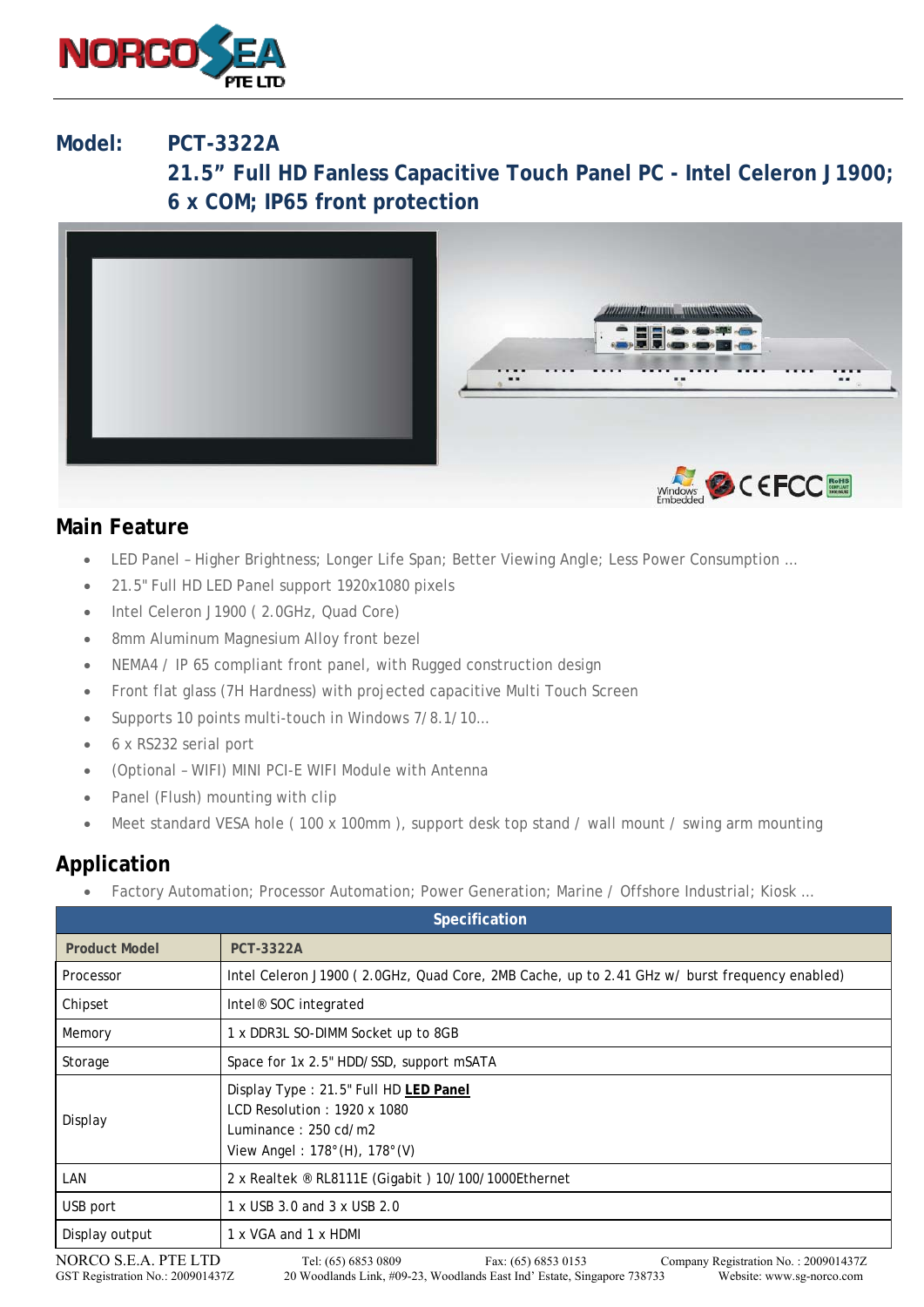**Model: PCT-3322A**

## 21.5" Full HD Fanless Capacitive Touch Panel PC - Intel Celeron J1900; 6 x COM; IP65 front protection

## Main Feature

- LED Panel – Higher Brightness; Longer Life Span; Better Viewing Angle; Less Power Consumption …
- 21.5" Full HD LED Panel support 1920x1080 pixels
- Intel Celeron J1900 ( 2.0GHz, Quad Core)
- 8mm Aluminum Magnesium Alloy front bezel
- NEMA4 / IP 65 compliant front panel, with Rugged construction design
- Front flat glass (7H Hardness) with projected capacitive Multi Touch Screen
- Supports 10 points multi-touch in Windows 7/8.1/10…
- 6 x RS232 serial port
- (Optional – WIFI) MINI PCI-E WIFI Module with Antenna
- Panel (Flush) mounting with clip
- Meet standard VESA hole ( 100 x 100mm ), support desk top stand / wall mount / swing arm mounting

## Application

- Factory Automation; Processor Automation; Power Generation; Marine / Offshore Industrial; Kiosk …

| Specification | |
|---|---|
| **Product Model** | **PCT-3322A** |
| Processor | Intel Celeron J1900 ( 2.0GHz, Quad Core, 2MB Cache, up to 2.41 GHz w/ burst frequency enabled) |
| Chipset | Intel® SOC integrated |
| Memory | 1 x DDR3L SO-DIMM Socket up to 8GB |
| Storage | Space for 1x 2.5" HDD/SSD, support mSATA |
| Display | Display Type : 21.5" Full HD **LED Panel**<br>LCD Resolution : 1920 x 1080<br>Luminance : 250 cd/m2<br>View Angel : 178°(H), 178°(V) |
| LAN | 2 x Realtek ® RL8111E (Gigabit ) 10/100/1000Ethernet |
| USB port | 1 x USB 3.0 and 3 x USB 2.0 |
| Display output | 1 x VGA and 1 x HDMI |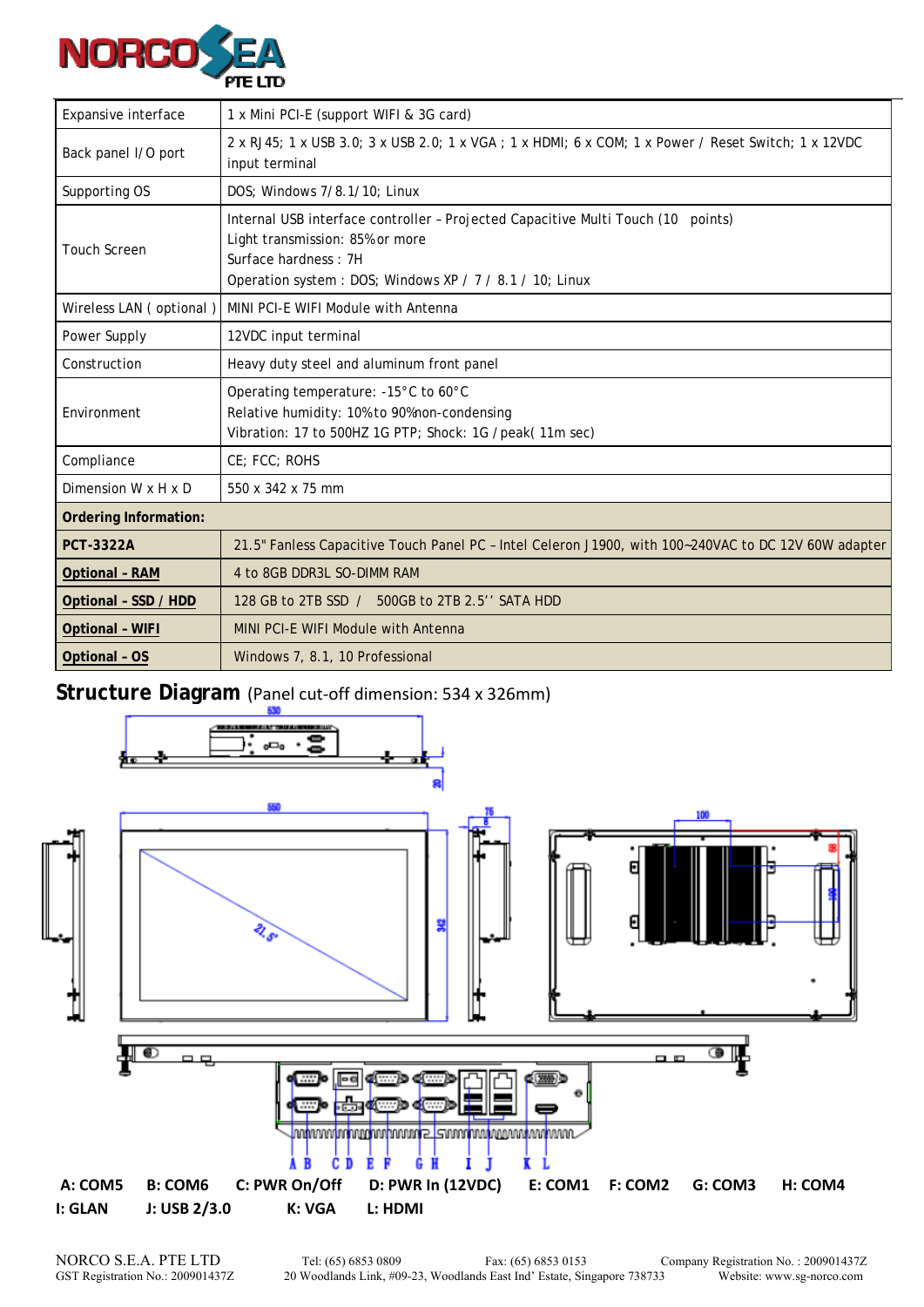| | |
|---|---|
| Expansive interface | 1 x Mini PCI-E (support WIFI & 3G card) |
| Back panel I/O port | 2 x RJ45; 1 x USB 3.0; 3 x USB 2.0; 1 x VGA ; 1 x HDMI; 6 x COM; 1 x Power / Reset Switch; 1 x 12VDC input terminal |
| Supporting OS | DOS; Windows 7/8.1/10; Linux |
| Touch Screen | Internal USB interface controller – Projected Capacitive Multi Touch (10 points)<br>Light transmission: 85% or more<br>Surface hardness : 7H<br>Operation system : DOS; Windows XP / 7 / 8.1 / 10; Linux |
| Wireless LAN ( optional ) | MINI PCI-E WIFI Module with Antenna |
| Power Supply | 12VDC input terminal |
| Construction | Heavy duty steel and aluminum front panel |
| Environment | Operating temperature: -15°C to 60°C<br>Relative humidity: 10% to 90% non-condensing<br>Vibration: 17 to 500HZ 1G PTP; Shock: 1G / peak( 11m sec) |
| Compliance | CE; FCC; ROHS |
| Dimension W x H x D | 550 x 342 x 75 mm |
| **Ordering Information:** | |
| **PCT-3322A** | 21.5" Fanless Capacitive Touch Panel PC – Intel Celeron J1900, with 100~240VAC to DC 12V 60W adapter |
| **Optional - RAM** | 4 to 8GB DDR3L SO-DIMM RAM |
| **Optional – SSD / HDD** | 128 GB to 2TB SSD / 500GB to 2TB 2.5'' SATA HDD |
| **Optional – WIFI** | MINI PCI-E WIFI Module with Antenna |
| **Optional – OS** | Windows 7, 8.1, 10 Professional |

## Structure Diagram (Panel cut-off dimension: 534 x 326mm)

530

30

550

21.5"

342

75

8

100

88

100

A B C D E F G H I J K L

**A: COM5 B: COM6 C: PWR On/Off D: PWR In (12VDC) E: COM1 F: COM2 G: COM3 H: COM4**

**I: GLAN J: USB 2/3.0 K: VGA L: HDMI**